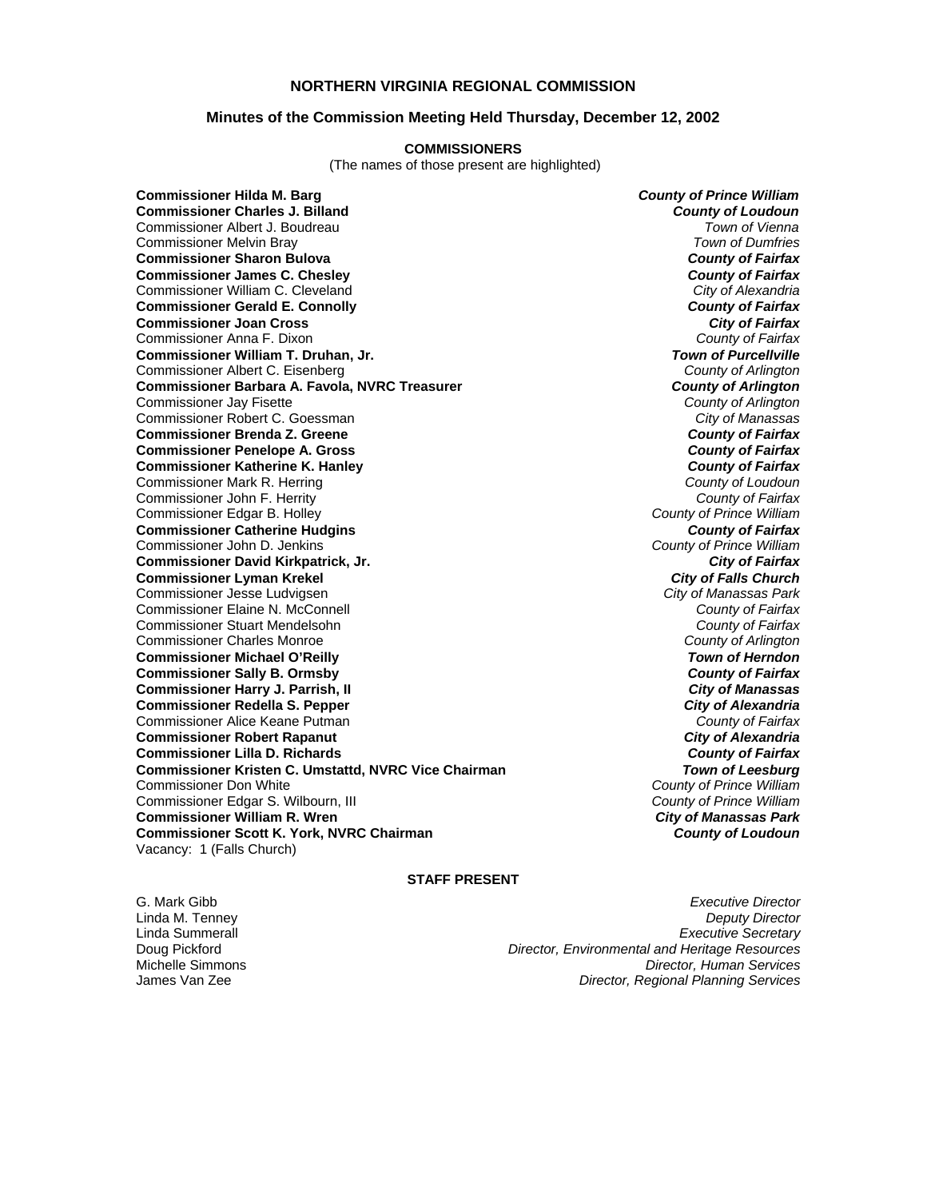## NORTHERN VIRGINIA REGIONAL COMMISSION

### Minutes of the Commission Meeting Held Thursday, December 12, 2002

**COMMISSIONERS**

(The names of those present are highlighted)

| | |
|---|---|
| **Commissioner Hilda M. Barg** | ***County of Prince William*** |
| **Commissioner Charles J. Billand** | ***County of Loudoun*** |
| Commissioner Albert J. Boudreau | *Town of Vienna* |
| Commissioner Melvin Bray | *Town of Dumfries* |
| **Commissioner Sharon Bulova** | ***County of Fairfax*** |
| **Commissioner James C. Chesley** | ***County of Fairfax*** |
| Commissioner William C. Cleveland | *City of Alexandria* |
| **Commissioner Gerald E. Connolly** | ***County of Fairfax*** |
| **Commissioner Joan Cross** | ***City of Fairfax*** |
| Commissioner Anna F. Dixon | *County of Fairfax* |
| **Commissioner William T. Druhan, Jr.** | ***Town of Purcellville*** |
| Commissioner Albert C. Eisenberg | *County of Arlington* |
| **Commissioner Barbara A. Favola, NVRC Treasurer** | ***County of Arlington*** |
| Commissioner Jay Fisette | *County of Arlington* |
| Commissioner Robert C. Goessman | *City of Manassas* |
| **Commissioner Brenda Z. Greene** | ***County of Fairfax*** |
| **Commissioner Penelope A. Gross** | ***County of Fairfax*** |
| **Commissioner Katherine K. Hanley** | ***County of Fairfax*** |
| Commissioner Mark R. Herring | *County of Loudoun* |
| Commissioner John F. Herrity | *County of Fairfax* |
| Commissioner Edgar B. Holley | *County of Prince William* |
| **Commissioner Catherine Hudgins** | ***County of Fairfax*** |
| Commissioner John D. Jenkins | *County of Prince William* |
| **Commissioner David Kirkpatrick, Jr.** | ***City of Fairfax*** |
| **Commissioner Lyman Krekel** | ***City of Falls Church*** |
| Commissioner Jesse Ludvigsen | *City of Manassas Park* |
| Commissioner Elaine N. McConnell | *County of Fairfax* |
| Commissioner Stuart Mendelsohn | *County of Fairfax* |
| Commissioner Charles Monroe | *County of Arlington* |
| **Commissioner Michael O'Reilly** | ***Town of Herndon*** |
| **Commissioner Sally B. Ormsby** | ***County of Fairfax*** |
| **Commissioner Harry J. Parrish, II** | ***City of Manassas*** |
| **Commissioner Redella S. Pepper** | ***City of Alexandria*** |
| Commissioner Alice Keane Putman | *County of Fairfax* |
| **Commissioner Robert Rapanut** | ***City of Alexandria*** |
| **Commissioner Lilla D. Richards** | ***County of Fairfax*** |
| **Commissioner Kristen C. Umstattd, NVRC Vice Chairman** | ***Town of Leesburg*** |
| Commissioner Don White | *County of Prince William* |
| Commissioner Edgar S. Wilbourn, III | *County of Prince William* |
| **Commissioner William R. Wren** | ***City of Manassas Park*** |
| **Commissioner Scott K. York, NVRC Chairman** | ***County of Loudoun*** |
| Vacancy: 1 (Falls Church) | |

**STAFF PRESENT**

| | |
|---|---|
| G. Mark Gibb | *Executive Director* |
| Linda M. Tenney | *Deputy Director* |
| Linda Summerall | *Executive Secretary* |
| Doug Pickford | *Director, Environmental and Heritage Resources* |
| Michelle Simmons | *Director, Human Services* |
| James Van Zee | *Director, Regional Planning Services* |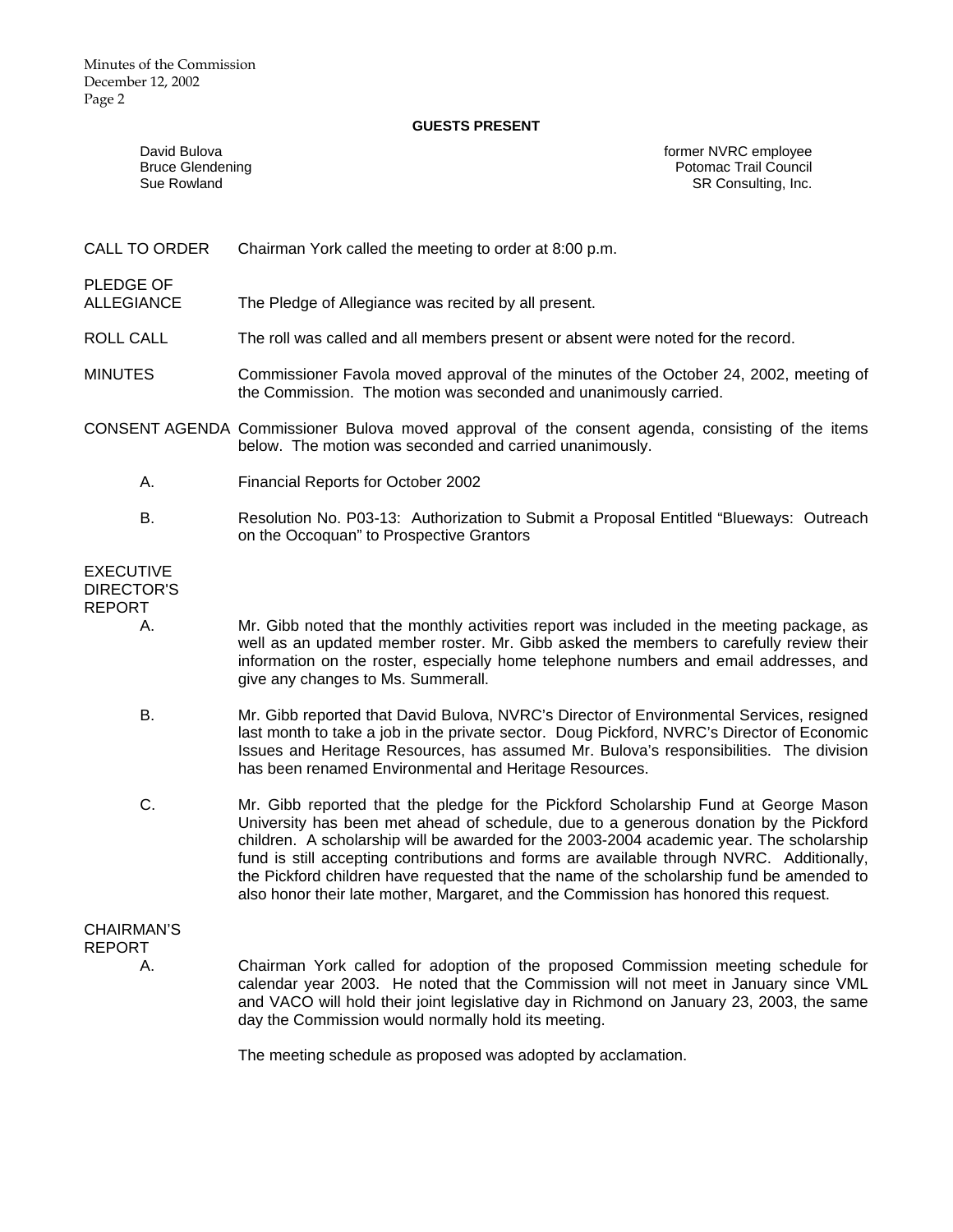## GUESTS PRESENT

| | |
|---|---|
| David Bulova | former NVRC employee |
| Bruce Glendening | Potomac Trail Council |
| Sue Rowland | SR Consulting, Inc. |

**CALL TO ORDER** Chairman York called the meeting to order at 8:00 p.m.

**PLEDGE OF ALLEGIANCE** The Pledge of Allegiance was recited by all present.

**ROLL CALL** The roll was called and all members present or absent were noted for the record.

**MINUTES** Commissioner Favola moved approval of the minutes of the October 24, 2002, meeting of the Commission. The motion was seconded and unanimously carried.

**CONSENT AGENDA** Commissioner Bulova moved approval of the consent agenda, consisting of the items below. The motion was seconded and carried unanimously.

A. Financial Reports for October 2002

B. Resolution No. P03-13: Authorization to Submit a Proposal Entitled "Blueways: Outreach on the Occoquan" to Prospective Grantors

**EXECUTIVE DIRECTOR'S REPORT**

A. Mr. Gibb noted that the monthly activities report was included in the meeting package, as well as an updated member roster. Mr. Gibb asked the members to carefully review their information on the roster, especially home telephone numbers and email addresses, and give any changes to Ms. Summerall.

B. Mr. Gibb reported that David Bulova, NVRC's Director of Environmental Services, resigned last month to take a job in the private sector. Doug Pickford, NVRC's Director of Economic Issues and Heritage Resources, has assumed Mr. Bulova's responsibilities. The division has been renamed Environmental and Heritage Resources.

C. Mr. Gibb reported that the pledge for the Pickford Scholarship Fund at George Mason University has been met ahead of schedule, due to a generous donation by the Pickford children. A scholarship will be awarded for the 2003-2004 academic year. The scholarship fund is still accepting contributions and forms are available through NVRC. Additionally, the Pickford children have requested that the name of the scholarship fund be amended to also honor their late mother, Margaret, and the Commission has honored this request.

**CHAIRMAN'S REPORT**

A. Chairman York called for adoption of the proposed Commission meeting schedule for calendar year 2003. He noted that the Commission will not meet in January since VML and VACO will hold their joint legislative day in Richmond on January 23, 2003, the same day the Commission would normally hold its meeting.

The meeting schedule as proposed was adopted by acclamation.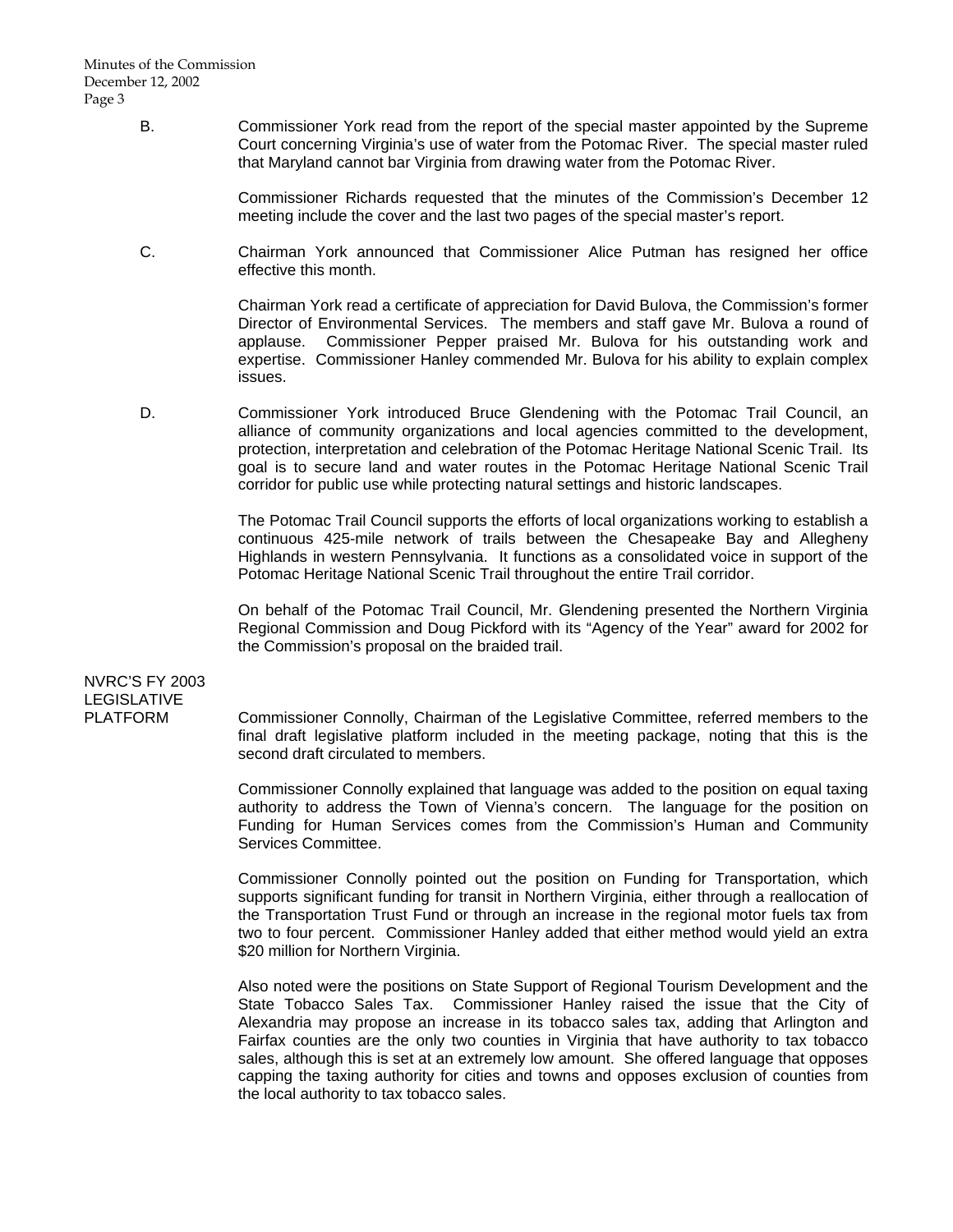B. Commissioner York read from the report of the special master appointed by the Supreme Court concerning Virginia's use of water from the Potomac River. The special master ruled that Maryland cannot bar Virginia from drawing water from the Potomac River.

Commissioner Richards requested that the minutes of the Commission's December 12 meeting include the cover and the last two pages of the special master's report.

C. Chairman York announced that Commissioner Alice Putman has resigned her office effective this month.

Chairman York read a certificate of appreciation for David Bulova, the Commission's former Director of Environmental Services. The members and staff gave Mr. Bulova a round of applause. Commissioner Pepper praised Mr. Bulova for his outstanding work and expertise. Commissioner Hanley commended Mr. Bulova for his ability to explain complex issues.

D. Commissioner York introduced Bruce Glendening with the Potomac Trail Council, an alliance of community organizations and local agencies committed to the development, protection, interpretation and celebration of the Potomac Heritage National Scenic Trail. Its goal is to secure land and water routes in the Potomac Heritage National Scenic Trail corridor for public use while protecting natural settings and historic landscapes.

The Potomac Trail Council supports the efforts of local organizations working to establish a continuous 425-mile network of trails between the Chesapeake Bay and Allegheny Highlands in western Pennsylvania. It functions as a consolidated voice in support of the Potomac Heritage National Scenic Trail throughout the entire Trail corridor.

On behalf of the Potomac Trail Council, Mr. Glendening presented the Northern Virginia Regional Commission and Doug Pickford with its "Agency of the Year" award for 2002 for the Commission's proposal on the braided trail.

## NVRC'S FY 2003 LEGISLATIVE PLATFORM

Commissioner Connolly, Chairman of the Legislative Committee, referred members to the final draft legislative platform included in the meeting package, noting that this is the second draft circulated to members.

Commissioner Connolly explained that language was added to the position on equal taxing authority to address the Town of Vienna's concern. The language for the position on Funding for Human Services comes from the Commission's Human and Community Services Committee.

Commissioner Connolly pointed out the position on Funding for Transportation, which supports significant funding for transit in Northern Virginia, either through a reallocation of the Transportation Trust Fund or through an increase in the regional motor fuels tax from two to four percent. Commissioner Hanley added that either method would yield an extra $20 million for Northern Virginia.

Also noted were the positions on State Support of Regional Tourism Development and the State Tobacco Sales Tax. Commissioner Hanley raised the issue that the City of Alexandria may propose an increase in its tobacco sales tax, adding that Arlington and Fairfax counties are the only two counties in Virginia that have authority to tax tobacco sales, although this is set at an extremely low amount. She offered language that opposes capping the taxing authority for cities and towns and opposes exclusion of counties from the local authority to tax tobacco sales.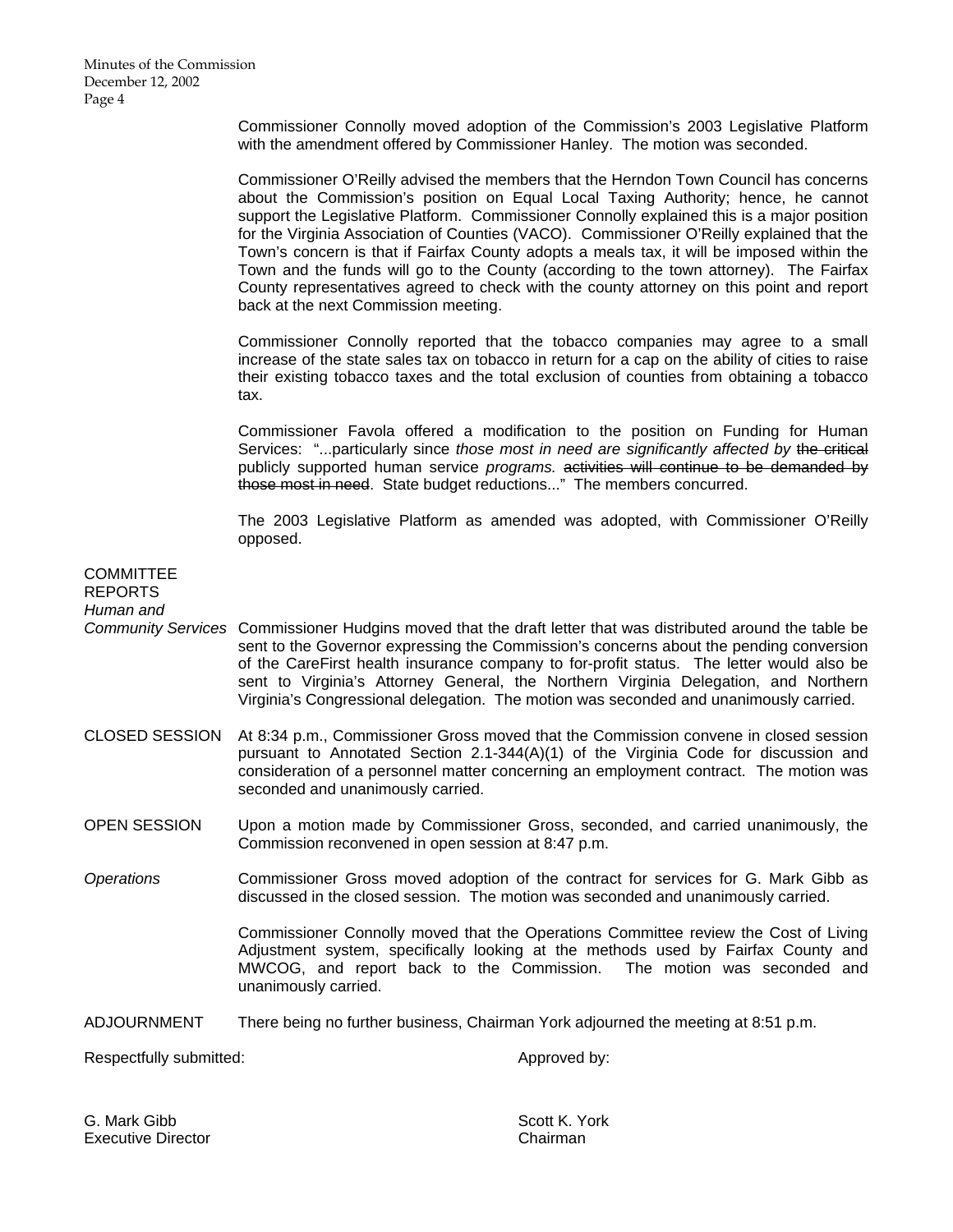Commissioner Connolly moved adoption of the Commission's 2003 Legislative Platform with the amendment offered by Commissioner Hanley. The motion was seconded.

Commissioner O'Reilly advised the members that the Herndon Town Council has concerns about the Commission's position on Equal Local Taxing Authority; hence, he cannot support the Legislative Platform. Commissioner Connolly explained this is a major position for the Virginia Association of Counties (VACO). Commissioner O'Reilly explained that the Town's concern is that if Fairfax County adopts a meals tax, it will be imposed within the Town and the funds will go to the County (according to the town attorney). The Fairfax County representatives agreed to check with the county attorney on this point and report back at the next Commission meeting.

Commissioner Connolly reported that the tobacco companies may agree to a small increase of the state sales tax on tobacco in return for a cap on the ability of cities to raise their existing tobacco taxes and the total exclusion of counties from obtaining a tobacco tax.

Commissioner Favola offered a modification to the position on Funding for Human Services: "...particularly since *those most in need are significantly affected by* ~~the critical~~ publicly supported human service *programs.* ~~activities will continue to be demanded by those most in need~~. State budget reductions..." The members concurred.

The 2003 Legislative Platform as amended was adopted, with Commissioner O'Reilly opposed.

COMMITTEE REPORTS

*Human and Community Services*

Commissioner Hudgins moved that the draft letter that was distributed around the table be sent to the Governor expressing the Commission's concerns about the pending conversion of the CareFirst health insurance company to for-profit status. The letter would also be sent to Virginia's Attorney General, the Northern Virginia Delegation, and Northern Virginia's Congressional delegation. The motion was seconded and unanimously carried.

CLOSED SESSION

At 8:34 p.m., Commissioner Gross moved that the Commission convene in closed session pursuant to Annotated Section 2.1-344(A)(1) of the Virginia Code for discussion and consideration of a personnel matter concerning an employment contract. The motion was seconded and unanimously carried.

OPEN SESSION

Upon a motion made by Commissioner Gross, seconded, and carried unanimously, the Commission reconvened in open session at 8:47 p.m.

*Operations*

Commissioner Gross moved adoption of the contract for services for G. Mark Gibb as discussed in the closed session. The motion was seconded and unanimously carried.

Commissioner Connolly moved that the Operations Committee review the Cost of Living Adjustment system, specifically looking at the methods used by Fairfax County and MWCOG, and report back to the Commission. The motion was seconded and unanimously carried.

ADJOURNMENT

There being no further business, Chairman York adjourned the meeting at 8:51 p.m.

Respectfully submitted:

G. Mark Gibb
Executive Director

Approved by:

Scott K. York
Chairman